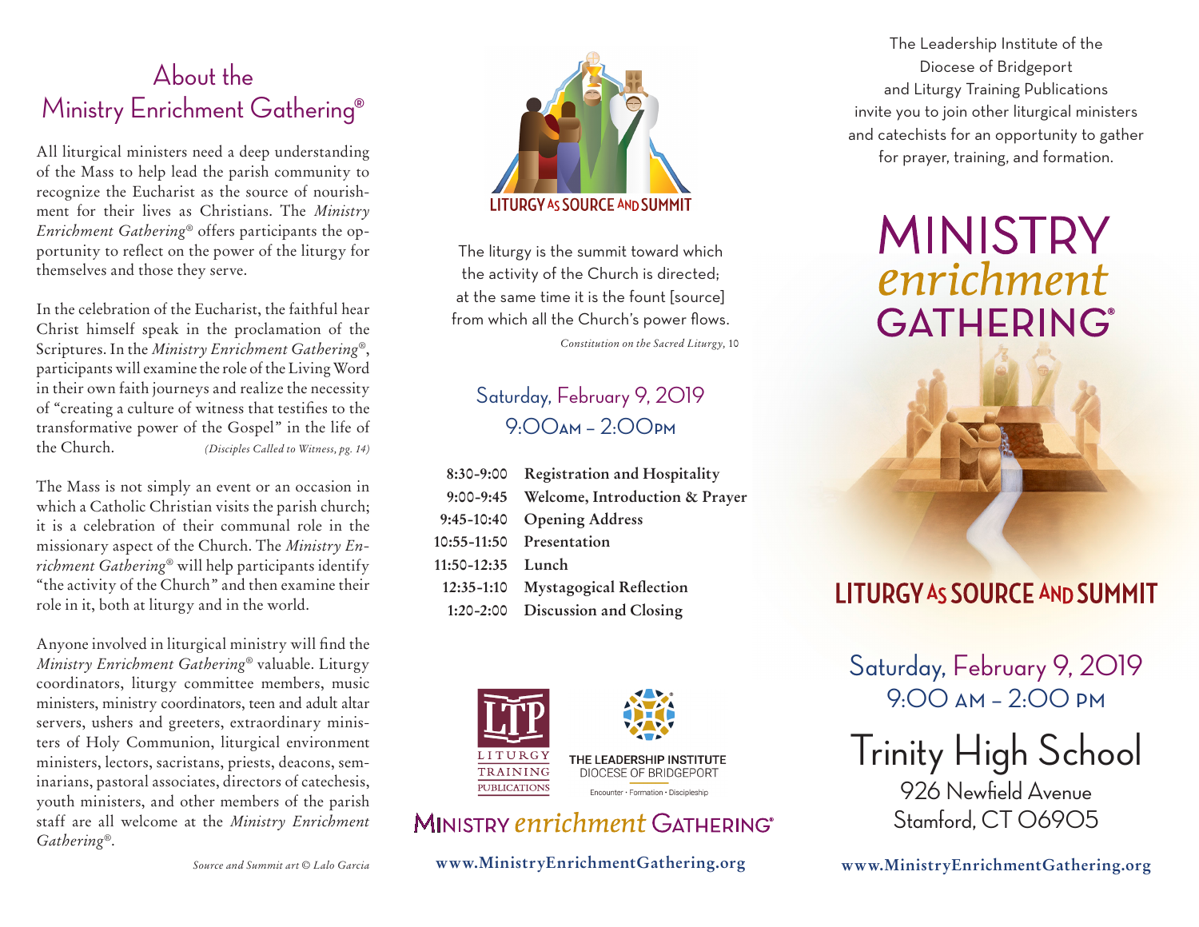## About the Ministry Enrichment Gathering®

All liturgical ministers need a deep understanding of the Mass to help lead the parish community to recognize the Eucharist as the source of nourishment for their lives as Christians. The *Ministry Enrichment Gathering®* offers participants the opportunity to reflect on the power of the liturgy for themselves and those they serve.

In the celebration of the Eucharist, the faithful hear Christ himself speak in the proclamation of the Scriptures. In the *Ministry Enrichment Gathering®*, participants will examine the role of the Living Word in their own faith journeys and realize the necessity of "creating a culture of witness that testifies to the transformative power of the Gospel" in the life of the Church. *(Disciples Called to Witness, pg. 14)*

The Mass is not simply an event or an occasion in which a Catholic Christian visits the parish church; it is a celebration of their communal role in the missionary aspect of the Church. The *Ministry Enrichment Gathering®* will help participants identify "the activity of the Church" and then examine their role in it, both at liturgy and in the world.

Anyone involved in liturgical ministry will find the *Ministry Enrichment Gathering®* valuable. Liturgy coordinators, liturgy committee members, music ministers, ministry coordinators, teen and adult altar servers, ushers and greeters, extraordinary ministers of Holy Communion, liturgical environment ministers, lectors, sacristans, priests, deacons, seminarians, pastoral associates, directors of catechesis, youth ministers, and other members of the parish staff are all welcome at the *Ministry Enrichment Gathering®*.

*Source and Summit art © Lalo Garcia*

LITURGY AS SOURCE AND SUMMIT

The liturgy is the summit toward which the activity of the Church is directed; at the same time it is the fount [source] from which all the Church's power flows.

*Constitution on the Sacred Liturgy*, 10

### Saturday, February 9, 2019
### 9:00AM – 2:00PM

| | |
|---|---|
| 8:30-9:00 | **Registration and Hospitality** |
| 9:00-9:45 | **Welcome, Introduction & Prayer** |
| 9:45-10:40 | **Opening Address** |
| 10:55-11:50 | **Presentation** |
| 11:50-12:35 | **Lunch** |
| 12:35-1:10 | **Mystagogical Reflection** |
| 1:20-2:00 | **Discussion and Closing** |

LTP LITURGY TRAINING PUBLICATIONS

THE LEADERSHIP INSTITUTE DIOCESE OF BRIDGEPORT
Encounter · Formation · Discipleship

MINISTRY *enrichment* GATHERING®

**www.MinistryEnrichmentGathering.org**

The Leadership Institute of the Diocese of Bridgeport and Liturgy Training Publications invite you to join other liturgical ministers and catechists for an opportunity to gather for prayer, training, and formation.

# MINISTRY *enrichment* GATHERING®

## LITURGY AS SOURCE AND SUMMIT

### Saturday, February 9, 2019
### 9:00 AM – 2:00 PM

## Trinity High School
926 Newfield Avenue
Stamford, CT 06905

**www.MinistryEnrichmentGathering.org**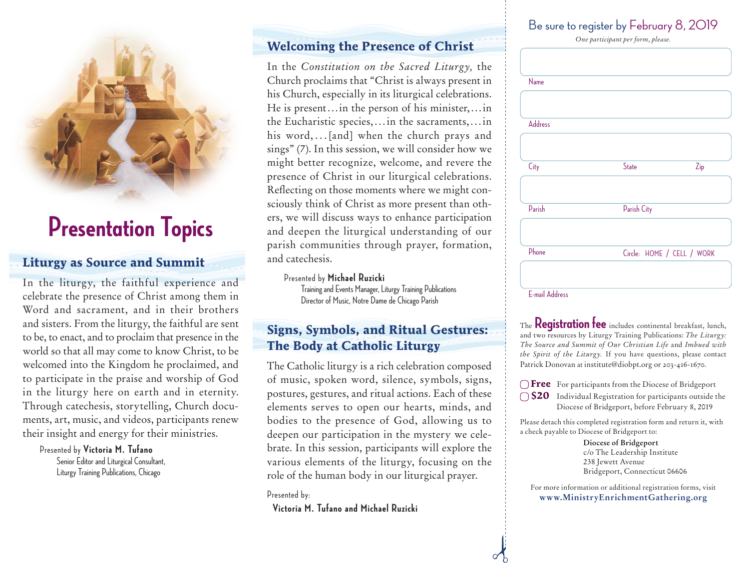# Presentation Topics

## Liturgy as Source and Summit

In the liturgy, the faithful experience and celebrate the presence of Christ among them in Word and sacrament, and in their brothers and sisters. From the liturgy, the faithful are sent to be, to enact, and to proclaim that presence in the world so that all may come to know Christ, to be welcomed into the Kingdom he proclaimed, and to participate in the praise and worship of God in the liturgy here on earth and in eternity. Through catechesis, storytelling, Church documents, art, music, and videos, participants renew their insight and energy for their ministries.

Presented by **Victoria M. Tufano**
Senior Editor and Liturgical Consultant,
Liturgy Training Publications, Chicago

## Welcoming the Presence of Christ

In the *Constitution on the Sacred Liturgy,* the Church proclaims that "Christ is always present in his Church, especially in its liturgical celebrations. He is present…in the person of his minister,…in the Eucharistic species,…in the sacraments,…in his word,…[and] when the church prays and sings" (7). In this session, we will consider how we might better recognize, welcome, and revere the presence of Christ in our liturgical celebrations. Reflecting on those moments where we might consciously think of Christ as more present than others, we will discuss ways to enhance participation and deepen the liturgical understanding of our parish communities through prayer, formation, and catechesis.

Presented by **Michael Ruzicki**
Training and Events Manager, Liturgy Training Publications
Director of Music, Notre Dame de Chicago Parish

## Signs, Symbols, and Ritual Gestures: The Body at Catholic Liturgy

The Catholic liturgy is a rich celebration composed of music, spoken word, silence, symbols, signs, postures, gestures, and ritual actions. Each of these elements serves to open our hearts, minds, and bodies to the presence of God, allowing us to deepen our participation in the mystery we celebrate. In this session, participants will explore the various elements of the liturgy, focusing on the role of the human body in our liturgical prayer.

Presented by:
**Victoria M. Tufano and Michael Ruzicki**

---

## Be sure to register by February 8, 2019

*One participant per form, please.*

Name

Address

City State Zip

Parish Parish City

Phone Circle: HOME / CELL / WORK

E-mail Address

The **Registration fee** includes continental breakfast, lunch, and two resources by Liturgy Training Publications: *The Liturgy: The Source and Summit of Our Christian Life* and *Imbued with the Spirit of the Liturgy.* If you have questions, please contact Patrick Donovan at institute@diobpt.org or 203-416-1670.

- ◯ **Free** For participants from the Diocese of Bridgeport
- ◯ **$20** Individual Registration for participants outside the Diocese of Bridgeport, before February 8, 2019

Please detach this completed registration form and return it, with a check payable to Diocese of Bridgeport to:

**Diocese of Bridgeport**
c/o The Leadership Institute
238 Jewett Avenue
Bridgeport, Connecticut 06606

For more information or additional registration forms, visit
**www.MinistryEnrichmentGathering.org**